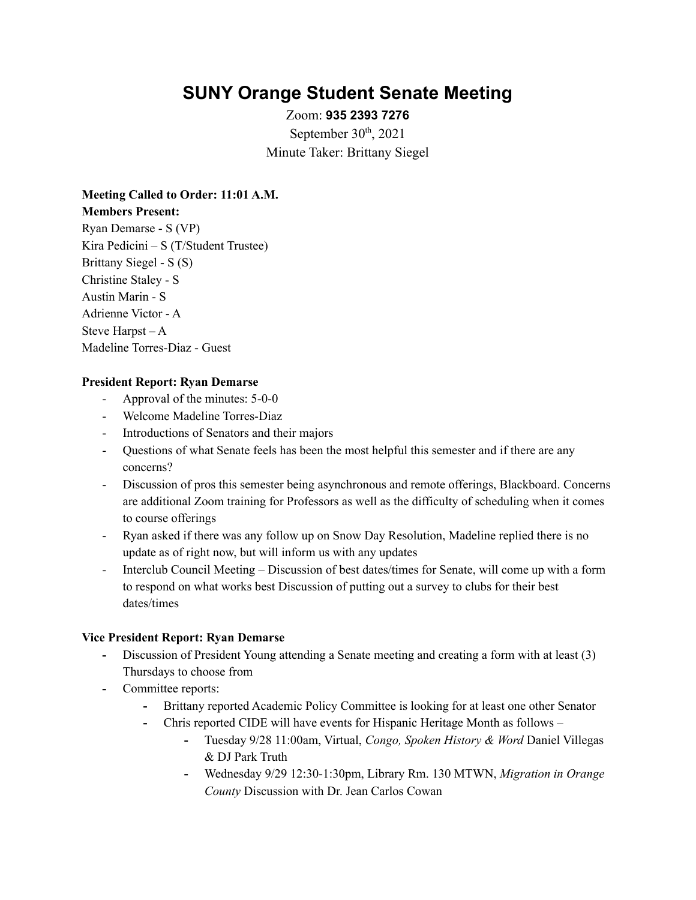# SUNY Orange Student Senate Meeting

Zoom: **935 2393 7276**

September 30th, 2021

Minute Taker: Brittany Siegel

**Meeting Called to Order: 11:01 A.M.**

**Members Present:**

Ryan Demarse - S (VP)
Kira Pedicini – S (T/Student Trustee)
Brittany Siegel - S (S)
Christine Staley - S
Austin Marin - S
Adrienne Victor - A
Steve Harpst – A
Madeline Torres-Diaz - Guest

**President Report: Ryan Demarse**

- Approval of the minutes: 5-0-0
- Welcome Madeline Torres-Diaz
- Introductions of Senators and their majors
- Questions of what Senate feels has been the most helpful this semester and if there are any concerns?
- Discussion of pros this semester being asynchronous and remote offerings, Blackboard. Concerns are additional Zoom training for Professors as well as the difficulty of scheduling when it comes to course offerings
- Ryan asked if there was any follow up on Snow Day Resolution, Madeline replied there is no update as of right now, but will inform us with any updates
- Interclub Council Meeting – Discussion of best dates/times for Senate, will come up with a form to respond on what works best Discussion of putting out a survey to clubs for their best dates/times

**Vice President Report: Ryan Demarse**

- Discussion of President Young attending a Senate meeting and creating a form with at least (3) Thursdays to choose from
- Committee reports:
  - Brittany reported Academic Policy Committee is looking for at least one other Senator
  - Chris reported CIDE will have events for Hispanic Heritage Month as follows –
    - Tuesday 9/28 11:00am, Virtual, *Congo, Spoken History & Word* Daniel Villegas & DJ Park Truth
    - Wednesday 9/29 12:30-1:30pm, Library Rm. 130 MTWN, *Migration in Orange County* Discussion with Dr. Jean Carlos Cowan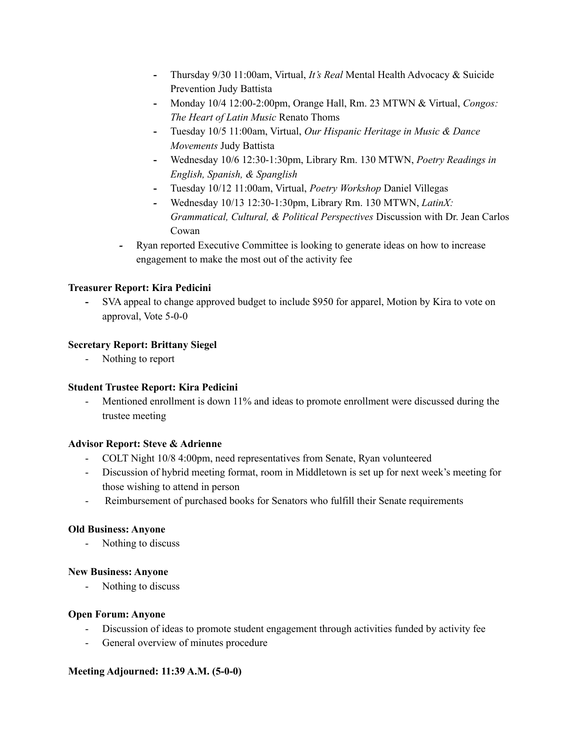- Thursday 9/30 11:00am, Virtual, *It's Real* Mental Health Advocacy & Suicide Prevention Judy Battista
  - Monday 10/4 12:00-2:00pm, Orange Hall, Rm. 23 MTWN & Virtual, *Congos: The Heart of Latin Music* Renato Thoms
  - Tuesday 10/5 11:00am, Virtual, *Our Hispanic Heritage in Music & Dance Movements* Judy Battista
  - Wednesday 10/6 12:30-1:30pm, Library Rm. 130 MTWN, *Poetry Readings in English, Spanish, & Spanglish*
  - Tuesday 10/12 11:00am, Virtual, *Poetry Workshop* Daniel Villegas
  - Wednesday 10/13 12:30-1:30pm, Library Rm. 130 MTWN, *LatinX: Grammatical, Cultural, & Political Perspectives* Discussion with Dr. Jean Carlos Cowan
- Ryan reported Executive Committee is looking to generate ideas on how to increase engagement to make the most out of the activity fee

**Treasurer Report: Kira Pedicini**

- SVA appeal to change approved budget to include $950 for apparel, Motion by Kira to vote on approval, Vote 5-0-0

**Secretary Report: Brittany Siegel**

- Nothing to report

**Student Trustee Report: Kira Pedicini**

- Mentioned enrollment is down 11% and ideas to promote enrollment were discussed during the trustee meeting

**Advisor Report: Steve & Adrienne**

- COLT Night 10/8 4:00pm, need representatives from Senate, Ryan volunteered
- Discussion of hybrid meeting format, room in Middletown is set up for next week's meeting for those wishing to attend in person
- Reimbursement of purchased books for Senators who fulfill their Senate requirements

**Old Business: Anyone**

- Nothing to discuss

**New Business: Anyone**

- Nothing to discuss

**Open Forum: Anyone**

- Discussion of ideas to promote student engagement through activities funded by activity fee
- General overview of minutes procedure

**Meeting Adjourned: 11:39 A.M. (5-0-0)**